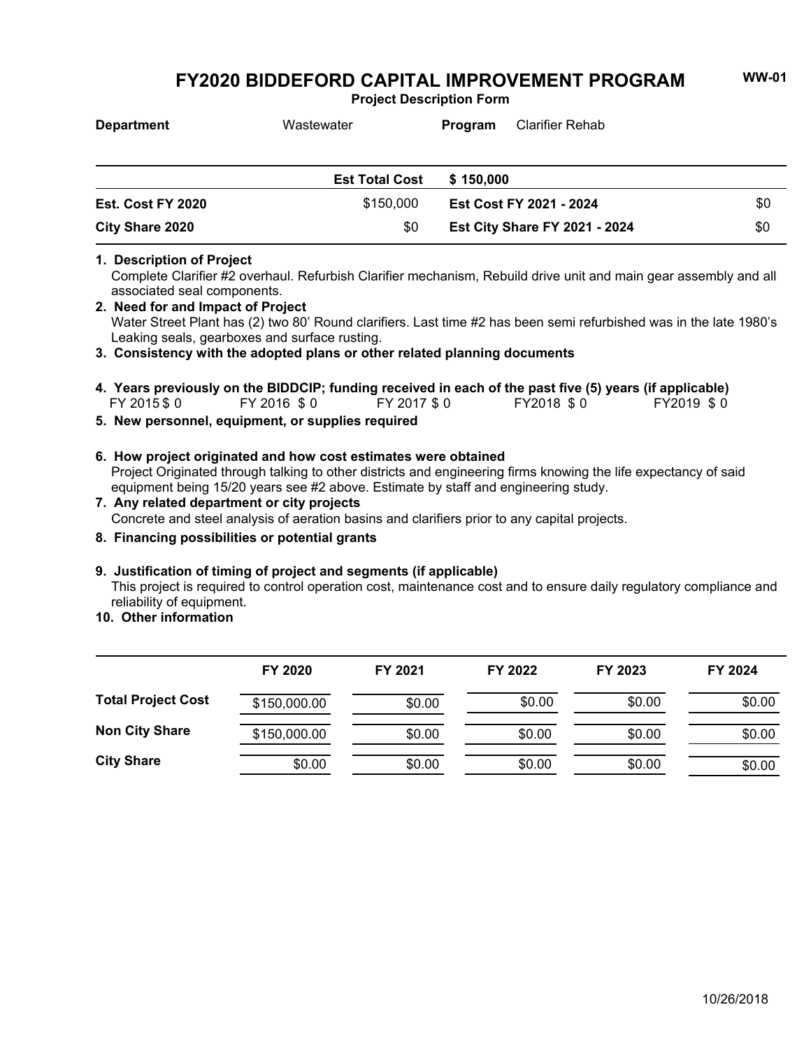# FY2020 BIDDEFORD CAPITAL IMPROVEMENT PROGRAM

**WW-01**

**Project Description Form**

**Department** Wastewater **Program** Clarifier Rehab

| | | | |
|---|---|---|---|
| | **Est Total Cost** | **$ 150,000** | |
| **Est. Cost FY 2020** | $150,000 | **Est Cost FY 2021 - 2024** | $0 |
| **City Share 2020** | $0 | **Est City Share FY 2021 - 2024** | $0 |

**1. Description of Project**

Complete Clarifier #2 overhaul. Refurbish Clarifier mechanism, Rebuild drive unit and main gear assembly and all associated seal components.

**2. Need for and Impact of Project**

Water Street Plant has (2) two 80' Round clarifiers. Last time #2 has been semi refurbished was in the late 1980's Leaking seals, gearboxes and surface rusting.

**3. Consistency with the adopted plans or other related planning documents**

**4. Years previously on the BIDDCIP; funding received in each of the past five (5) years (if applicable)**

FY 2015 $ 0 FY 2016 $ 0 FY 2017 $ 0 FY2018 $ 0 FY2019 $ 0

**5. New personnel, equipment, or supplies required**

**6. How project originated and how cost estimates were obtained**

Project Originated through talking to other districts and engineering firms knowing the life expectancy of said equipment being 15/20 years see #2 above. Estimate by staff and engineering study.

**7. Any related department or city projects**

Concrete and steel analysis of aeration basins and clarifiers prior to any capital projects.

**8. Financing possibilities or potential grants**

**9. Justification of timing of project and segments (if applicable)**

This project is required to control operation cost, maintenance cost and to ensure daily regulatory compliance and reliability of equipment.

**10. Other information**

| | FY 2020 | FY 2021 | FY 2022 | FY 2023 | FY 2024 |
|---|---|---|---|---|---|
| **Total Project Cost** | $150,000.00 | $0.00 | $0.00 | $0.00 | $0.00 |
| **Non City Share** | $150,000.00 | $0.00 | $0.00 | $0.00 | $0.00 |
| **City Share** | $0.00 | $0.00 | $0.00 | $0.00 | $0.00 |

10/26/2018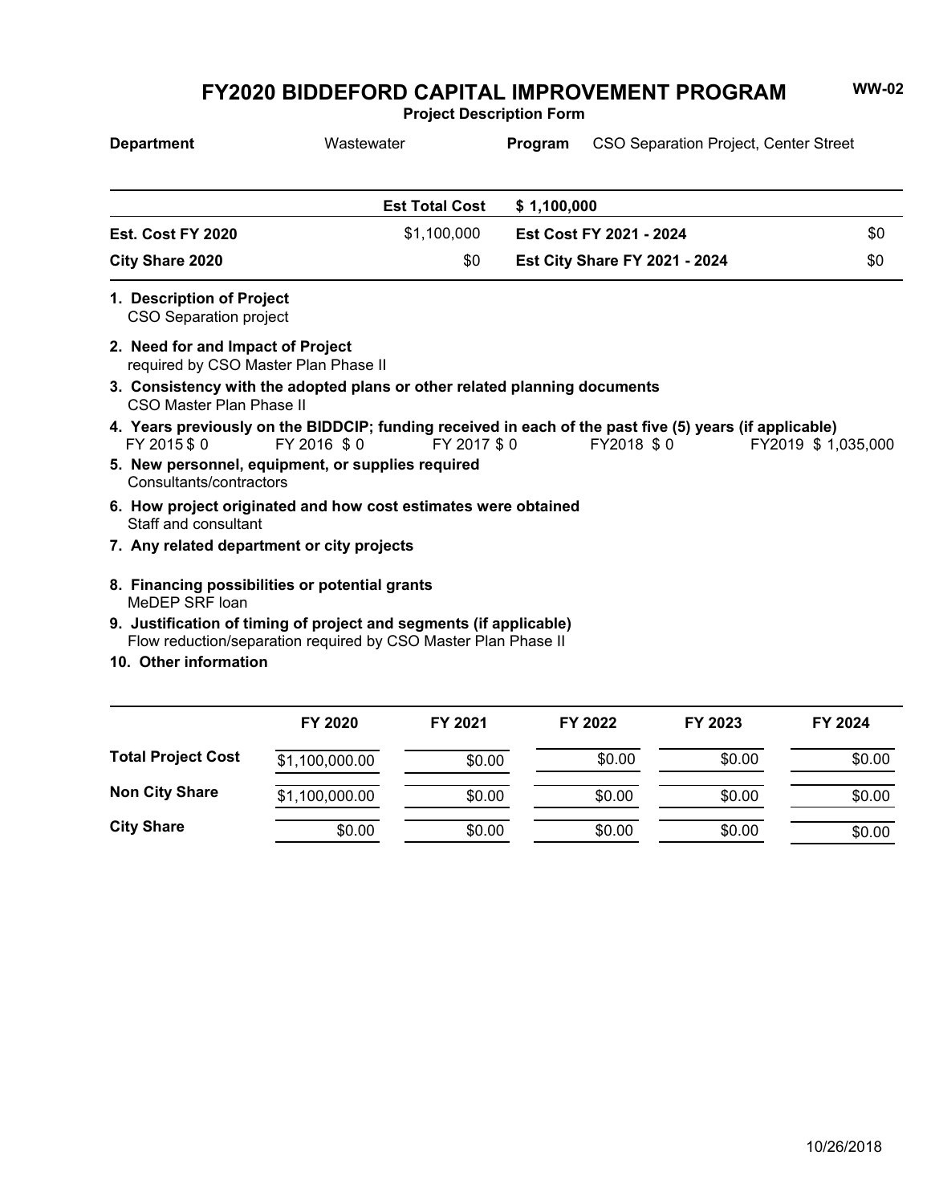# FY2020 BIDDEFORD CAPITAL IMPROVEMENT PROGRAM

**WW-02**

**Project Description Form**

| **Department** | Wastewater | **Program** | CSO Separation Project, Center Street |
|---|---|---|---|

| | **Est Total Cost** | **$ 1,100,000** | |
|---|---|---|---|
| **Est. Cost FY 2020** | $1,100,000 | **Est Cost FY 2021 - 2024** | $0 |
| **City Share 2020** | $0 | **Est City Share FY 2021 - 2024** | $0 |

**1. Description of Project**
CSO Separation project

**2. Need for and Impact of Project**
required by CSO Master Plan Phase II

**3. Consistency with the adopted plans or other related planning documents**
CSO Master Plan Phase II

**4. Years previously on the BIDDCIP; funding received in each of the past five (5) years (if applicable)**
FY 2015 $ 0 FY 2016 $ 0 FY 2017 $ 0 FY2018 $ 0 FY2019 $ 1,035,000

**5. New personnel, equipment, or supplies required**
Consultants/contractors

**6. How project originated and how cost estimates were obtained**
Staff and consultant

**7. Any related department or city projects**

**8. Financing possibilities or potential grants**
MeDEP SRF loan

**9. Justification of timing of project and segments (if applicable)**
Flow reduction/separation required by CSO Master Plan Phase II

**10. Other information**

| | FY 2020 | FY 2021 | FY 2022 | FY 2023 | FY 2024 |
|---|---|---|---|---|---|
| **Total Project Cost** | $1,100,000.00 | $0.00 | $0.00 | $0.00 | $0.00 |
| **Non City Share** | $1,100,000.00 | $0.00 | $0.00 | $0.00 | $0.00 |
| **City Share** | $0.00 | $0.00 | $0.00 | $0.00 | $0.00 |

10/26/2018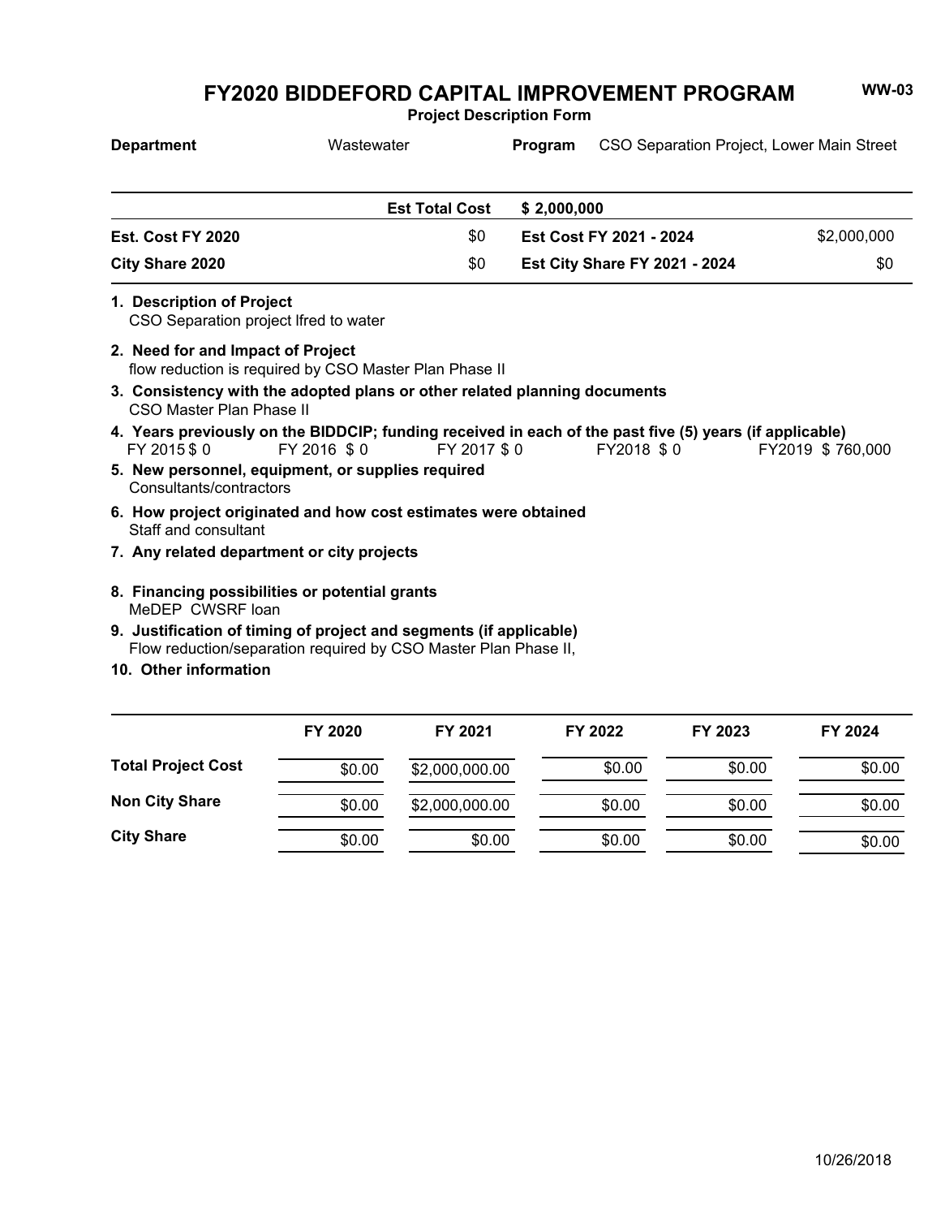# FY2020 BIDDEFORD CAPITAL IMPROVEMENT PROGRAM

**WW-03**

**Project Description Form**

| **Department** | Wastewater | **Program** | CSO Separation Project, Lower Main Street |
|---|---|---|---|

| | **Est Total Cost** | **$ 2,000,000** | |
|---|---|---|---|
| **Est. Cost FY 2020** | $0 | **Est Cost FY 2021 - 2024** | $2,000,000 |
| **City Share 2020** | $0 | **Est City Share FY 2021 - 2024** | $0 |

**1. Description of Project**
CSO Separation project lfred to water

**2. Need for and Impact of Project**
flow reduction is required by CSO Master Plan Phase II

**3. Consistency with the adopted plans or other related planning documents**
CSO Master Plan Phase II

**4. Years previously on the BIDDCIP; funding received in each of the past five (5) years (if applicable)**
FY 2015 $ 0 FY 2016 $ 0 FY 2017 $ 0 FY2018 $ 0 FY2019 $ 760,000

**5. New personnel, equipment, or supplies required**
Consultants/contractors

**6. How project originated and how cost estimates were obtained**
Staff and consultant

**7. Any related department or city projects**

**8. Financing possibilities or potential grants**
MeDEP CWSRF loan

**9. Justification of timing of project and segments (if applicable)**
Flow reduction/separation required by CSO Master Plan Phase II,

**10. Other information**

| | **FY 2020** | **FY 2021** | **FY 2022** | **FY 2023** | **FY 2024** |
|---|---|---|---|---|---|
| **Total Project Cost** | $0.00 | $2,000,000.00 | $0.00 | $0.00 | $0.00 |
| **Non City Share** | $0.00 | $2,000,000.00 | $0.00 | $0.00 | $0.00 |
| **City Share** | $0.00 | $0.00 | $0.00 | $0.00 | $0.00 |

10/26/2018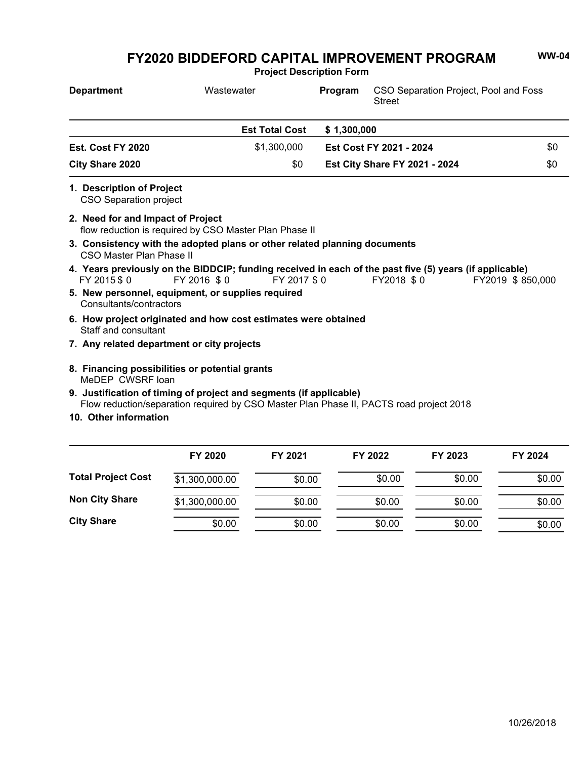# FY2020 BIDDEFORD CAPITAL IMPROVEMENT PROGRAM

WW-04

**Project Description Form**

| **Department** | Wastewater | **Program** | CSO Separation Project, Pool and Foss Street |
|---|---|---|---|
| | **Est Total Cost** | **$ 1,300,000** | |
| **Est. Cost FY 2020** | $1,300,000 | **Est Cost FY 2021 - 2024** | $0 |
| **City Share 2020** | $0 | **Est City Share FY 2021 - 2024** | $0 |

**1. Description of Project**
CSO Separation project

**2. Need for and Impact of Project**
flow reduction is required by CSO Master Plan Phase II

**3. Consistency with the adopted plans or other related planning documents**
CSO Master Plan Phase II

**4. Years previously on the BIDDCIP; funding received in each of the past five (5) years (if applicable)**
FY 2015 $ 0 FY 2016 $ 0 FY 2017 $ 0 FY2018 $ 0 FY2019 $ 850,000

**5. New personnel, equipment, or supplies required**
Consultants/contractors

**6. How project originated and how cost estimates were obtained**
Staff and consultant

**7. Any related department or city projects**

**8. Financing possibilities or potential grants**
MeDEP CWSRF loan

**9. Justification of timing of project and segments (if applicable)**
Flow reduction/separation required by CSO Master Plan Phase II, PACTS road project 2018

**10. Other information**

| | FY 2020 | FY 2021 | FY 2022 | FY 2023 | FY 2024 |
|---|---|---|---|---|---|
| **Total Project Cost** | $1,300,000.00 | $0.00 | $0.00 | $0.00 | $0.00 |
| **Non City Share** | $1,300,000.00 | $0.00 | $0.00 | $0.00 | $0.00 |
| **City Share** | $0.00 | $0.00 | $0.00 | $0.00 | $0.00 |

10/26/2018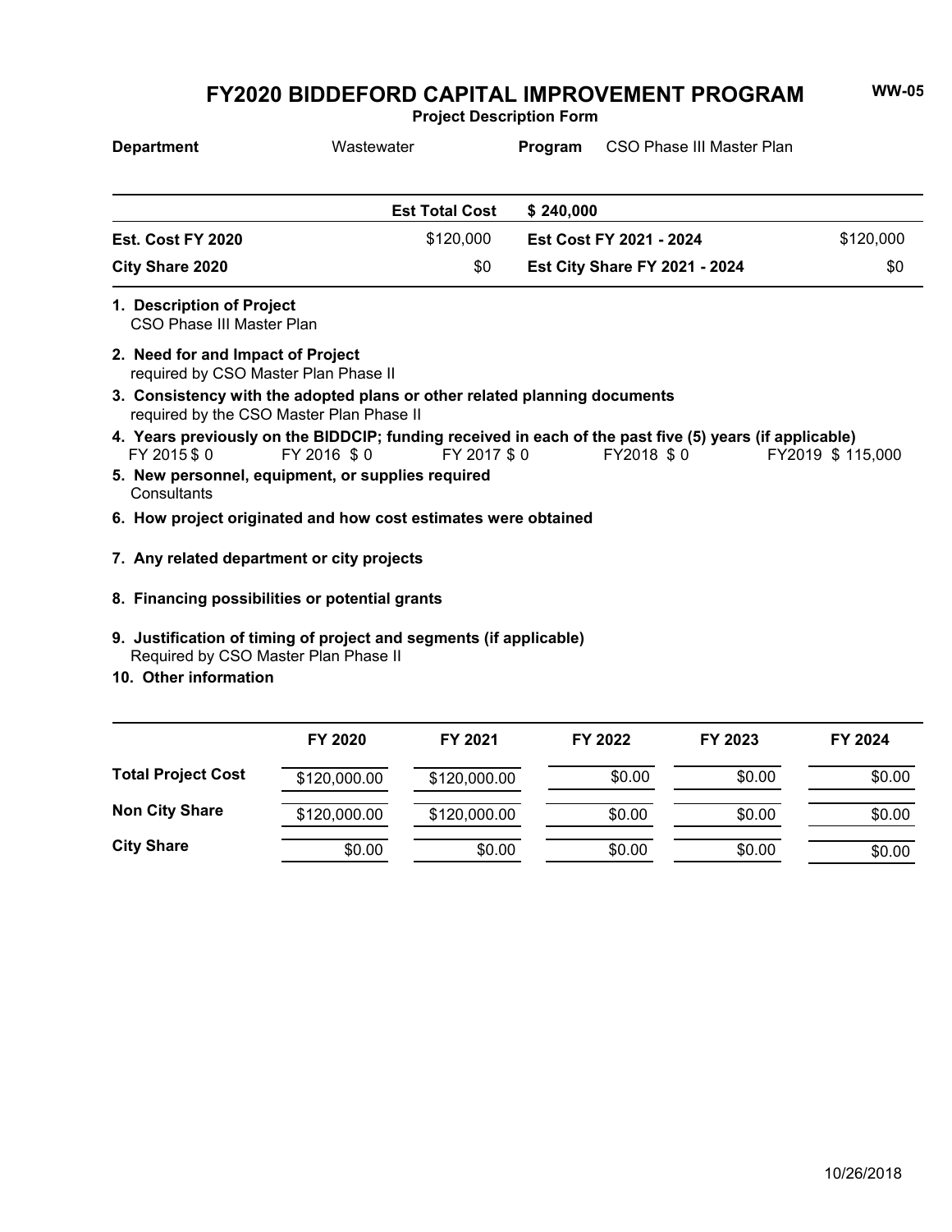# FY2020 BIDDEFORD CAPITAL IMPROVEMENT PROGRAM

**WW-05**

**Project Description Form**

**Department** Wastewater **Program** CSO Phase III Master Plan

| | **Est Total Cost** | **$ 240,000** | |
|---|---|---|---|
| **Est. Cost FY 2020** | $120,000 | **Est Cost FY 2021 - 2024** | $120,000 |
| **City Share 2020** | $0 | **Est City Share FY 2021 - 2024** | $0 |

**1. Description of Project**
CSO Phase III Master Plan

**2. Need for and Impact of Project**
required by CSO Master Plan Phase II

**3. Consistency with the adopted plans or other related planning documents**
required by the CSO Master Plan Phase II

**4. Years previously on the BIDDCIP; funding received in each of the past five (5) years (if applicable)**
FY 2015 $ 0 FY 2016 $ 0 FY 2017 $ 0 FY2018 $ 0 FY2019 $ 115,000

**5. New personnel, equipment, or supplies required**
Consultants

**6. How project originated and how cost estimates were obtained**

**7. Any related department or city projects**

**8. Financing possibilities or potential grants**

**9. Justification of timing of project and segments (if applicable)**
Required by CSO Master Plan Phase II

**10. Other information**

| | FY 2020 | FY 2021 | FY 2022 | FY 2023 | FY 2024 |
|---|---|---|---|---|---|
| **Total Project Cost** | $120,000.00 | $120,000.00 | $0.00 | $0.00 | $0.00 |
| **Non City Share** | $120,000.00 | $120,000.00 | $0.00 | $0.00 | $0.00 |
| **City Share** | $0.00 | $0.00 | $0.00 | $0.00 | $0.00 |

10/26/2018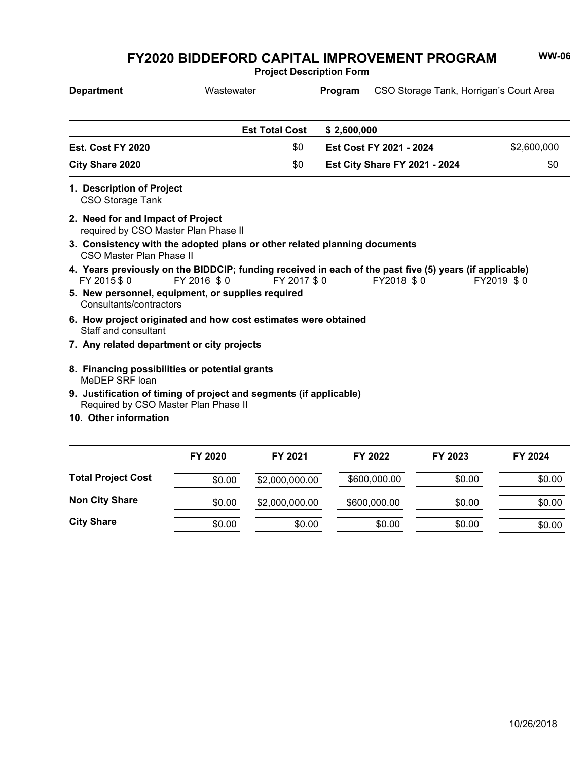# FY2020 BIDDEFORD CAPITAL IMPROVEMENT PROGRAM

WW-06

**Project Description Form**

**Department** Wastewater **Program** CSO Storage Tank, Horrigan's Court Area

| | | | |
|---|---|---|---|
| | **Est Total Cost** | **$ 2,600,000** | |
| **Est. Cost FY 2020** | $0 | **Est Cost FY 2021 - 2024** | $2,600,000 |
| **City Share 2020** | $0 | **Est City Share FY 2021 - 2024** | $0 |

**1. Description of Project**
CSO Storage Tank

**2. Need for and Impact of Project**
required by CSO Master Plan Phase II

**3. Consistency with the adopted plans or other related planning documents**
CSO Master Plan Phase II

**4. Years previously on the BIDDCIP; funding received in each of the past five (5) years (if applicable)**
FY 2015 $ 0 FY 2016 $ 0 FY 2017 $ 0 FY2018 $ 0 FY2019 $ 0

**5. New personnel, equipment, or supplies required**
Consultants/contractors

**6. How project originated and how cost estimates were obtained**
Staff and consultant

**7. Any related department or city projects**

**8. Financing possibilities or potential grants**
MeDEP SRF loan

**9. Justification of timing of project and segments (if applicable)**
Required by CSO Master Plan Phase II

**10. Other information**

| | FY 2020 | FY 2021 | FY 2022 | FY 2023 | FY 2024 |
|---|---|---|---|---|---|
| **Total Project Cost** | $0.00 | $2,000,000.00 | $600,000.00 | $0.00 | $0.00 |
| **Non City Share** | $0.00 | $2,000,000.00 | $600,000.00 | $0.00 | $0.00 |
| **City Share** | $0.00 | $0.00 | $0.00 | $0.00 | $0.00 |

10/26/2018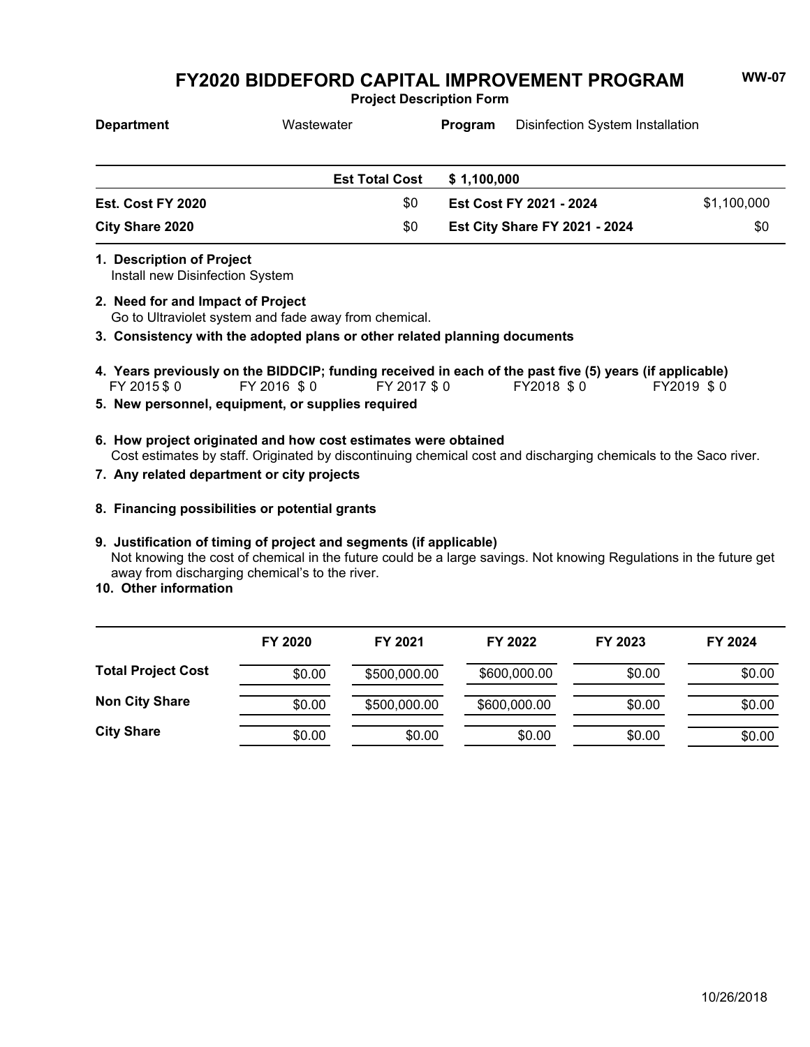# FY2020 BIDDEFORD CAPITAL IMPROVEMENT PROGRAM

**Project Description Form**

WW-07

| **Department** | Wastewater | **Program** | Disinfection System Installation |
|---|---|---|---|

| | **Est Total Cost** | **$ 1,100,000** | |
|---|---|---|---|
| **Est. Cost FY 2020** | $0 | **Est Cost FY 2021 - 2024** | $1,100,000 |
| **City Share 2020** | $0 | **Est City Share FY 2021 - 2024** | $0 |

**1. Description of Project**

Install new Disinfection System

**2. Need for and Impact of Project**

Go to Ultraviolet system and fade away from chemical.

**3. Consistency with the adopted plans or other related planning documents**

**4. Years previously on the BIDDCIP; funding received in each of the past five (5) years (if applicable)**

FY 2015 $ 0 FY 2016 $ 0 FY 2017 $ 0 FY2018 $ 0 FY2019 $ 0

**5. New personnel, equipment, or supplies required**

**6. How project originated and how cost estimates were obtained**

Cost estimates by staff. Originated by discontinuing chemical cost and discharging chemicals to the Saco river.

**7. Any related department or city projects**

**8. Financing possibilities or potential grants**

**9. Justification of timing of project and segments (if applicable)**

Not knowing the cost of chemical in the future could be a large savings. Not knowing Regulations in the future get away from discharging chemical's to the river.

**10. Other information**

| | FY 2020 | FY 2021 | FY 2022 | FY 2023 | FY 2024 |
|---|---|---|---|---|---|
| **Total Project Cost** | $0.00 | $500,000.00 | $600,000.00 | $0.00 | $0.00 |
| **Non City Share** | $0.00 | $500,000.00 | $600,000.00 | $0.00 | $0.00 |
| **City Share** | $0.00 | $0.00 | $0.00 | $0.00 | $0.00 |

10/26/2018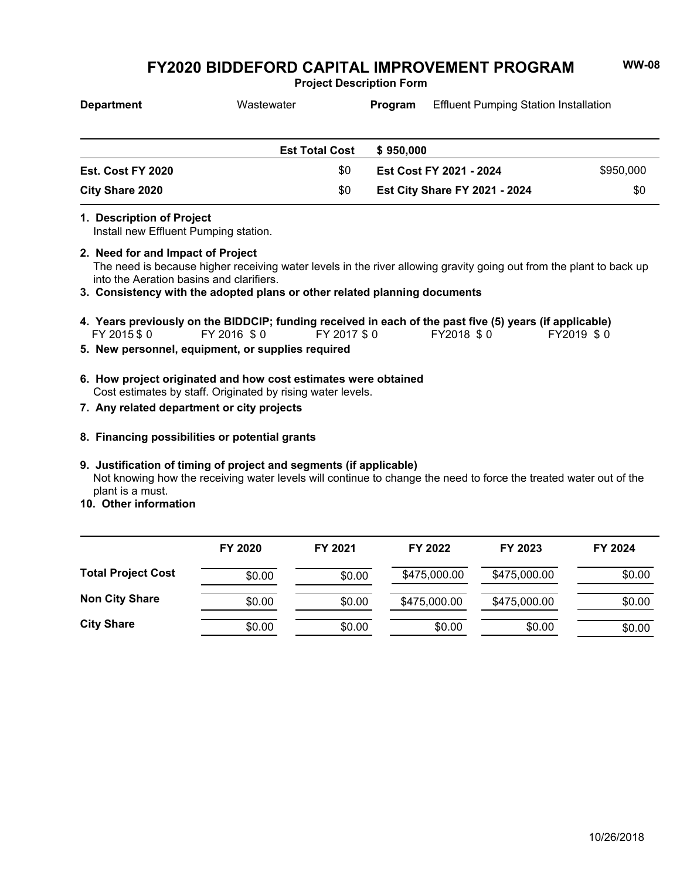# FY2020 BIDDEFORD CAPITAL IMPROVEMENT PROGRAM

**WW-08**

**Project Description Form**

| **Department** | Wastewater | **Program** | Effluent Pumping Station Installation |
|---|---|---|---|

| | **Est Total Cost** | **$ 950,000** | |
|---|---|---|---|
| **Est. Cost FY 2020** | $0 | **Est Cost FY 2021 - 2024** | $950,000 |
| **City Share 2020** | $0 | **Est City Share FY 2021 - 2024** | $0 |

**1. Description of Project**

Install new Effluent Pumping station.

**2. Need for and Impact of Project**

The need is because higher receiving water levels in the river allowing gravity going out from the plant to back up into the Aeration basins and clarifiers.

**3. Consistency with the adopted plans or other related planning documents**

**4. Years previously on the BIDDCIP; funding received in each of the past five (5) years (if applicable)**

FY 2015 $ 0 FY 2016 $ 0 FY 2017 $ 0 FY2018 $ 0 FY2019 $ 0

**5. New personnel, equipment, or supplies required**

**6. How project originated and how cost estimates were obtained**

Cost estimates by staff. Originated by rising water levels.

**7. Any related department or city projects**

**8. Financing possibilities or potential grants**

**9. Justification of timing of project and segments (if applicable)**

Not knowing how the receiving water levels will continue to change the need to force the treated water out of the plant is a must.

**10. Other information**

| | FY 2020 | FY 2021 | FY 2022 | FY 2023 | FY 2024 |
|---|---|---|---|---|---|
| **Total Project Cost** | $0.00 | $0.00 | $475,000.00 | $475,000.00 | $0.00 |
| **Non City Share** | $0.00 | $0.00 | $475,000.00 | $475,000.00 | $0.00 |
| **City Share** | $0.00 | $0.00 | $0.00 | $0.00 | $0.00 |

10/26/2018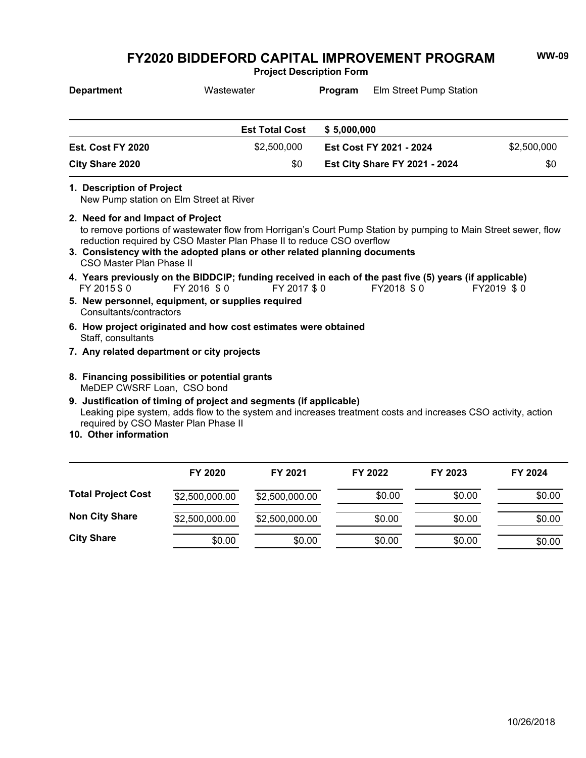# FY2020 BIDDEFORD CAPITAL IMPROVEMENT PROGRAM

**WW-09**

**Project Description Form**

| **Department** | Wastewater | **Program** | Elm Street Pump Station |
|---|---|---|---|

| | **Est Total Cost** | **$ 5,000,000** | |
|---|---|---|---|
| **Est. Cost FY 2020** | $2,500,000 | **Est Cost FY 2021 - 2024** | $2,500,000 |
| **City Share 2020** | $0 | **Est City Share FY 2021 - 2024** | $0 |

**1. Description of Project**
New Pump station on Elm Street at River

**2. Need for and Impact of Project**
to remove portions of wastewater flow from Horrigan's Court Pump Station by pumping to Main Street sewer, flow reduction required by CSO Master Plan Phase II to reduce CSO overflow

**3. Consistency with the adopted plans or other related planning documents**
CSO Master Plan Phase II

**4. Years previously on the BIDDCIP; funding received in each of the past five (5) years (if applicable)**
FY 2015 $ 0 FY 2016 $ 0 FY 2017 $ 0 FY2018 $ 0 FY2019 $ 0

**5. New personnel, equipment, or supplies required**
Consultants/contractors

**6. How project originated and how cost estimates were obtained**
Staff, consultants

**7. Any related department or city projects**

**8. Financing possibilities or potential grants**
MeDEP CWSRF Loan, CSO bond

**9. Justification of timing of project and segments (if applicable)**
Leaking pipe system, adds flow to the system and increases treatment costs and increases CSO activity, action required by CSO Master Plan Phase II

**10. Other information**

| | FY 2020 | FY 2021 | FY 2022 | FY 2023 | FY 2024 |
|---|---|---|---|---|---|
| **Total Project Cost** | $2,500,000.00 | $2,500,000.00 | $0.00 | $0.00 | $0.00 |
| **Non City Share** | $2,500,000.00 | $2,500,000.00 | $0.00 | $0.00 | $0.00 |
| **City Share** | $0.00 | $0.00 | $0.00 | $0.00 | $0.00 |

10/26/2018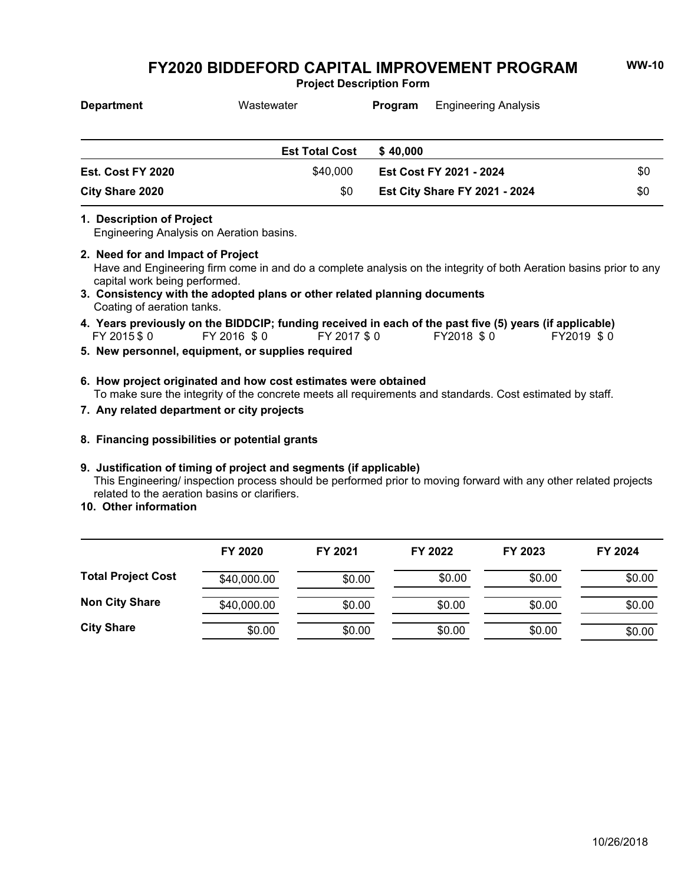# FY2020 BIDDEFORD CAPITAL IMPROVEMENT PROGRAM

**WW-10**

**Project Description Form**

**Department** Wastewater **Program** Engineering Analysis

| | | | |
|---|---|---|---|
| | **Est Total Cost** | **$ 40,000** | |
| **Est. Cost FY 2020** | $40,000 | **Est Cost FY 2021 - 2024** | $0 |
| **City Share 2020** | $0 | **Est City Share FY 2021 - 2024** | $0 |

**1. Description of Project**
Engineering Analysis on Aeration basins.

**2. Need for and Impact of Project**
Have and Engineering firm come in and do a complete analysis on the integrity of both Aeration basins prior to any capital work being performed.

**3. Consistency with the adopted plans or other related planning documents**
Coating of aeration tanks.

**4. Years previously on the BIDDCIP; funding received in each of the past five (5) years (if applicable)**
FY 2015 $ 0 FY 2016 $ 0 FY 2017 $ 0 FY2018 $ 0 FY2019 $ 0

**5. New personnel, equipment, or supplies required**

**6. How project originated and how cost estimates were obtained**
To make sure the integrity of the concrete meets all requirements and standards. Cost estimated by staff.

**7. Any related department or city projects**

**8. Financing possibilities or potential grants**

**9. Justification of timing of project and segments (if applicable)**
This Engineering/ inspection process should be performed prior to moving forward with any other related projects related to the aeration basins or clarifiers.

**10. Other information**

| | FY 2020 | FY 2021 | FY 2022 | FY 2023 | FY 2024 |
|---|---|---|---|---|---|
| **Total Project Cost** | $40,000.00 | $0.00 | $0.00 | $0.00 | $0.00 |
| **Non City Share** | $40,000.00 | $0.00 | $0.00 | $0.00 | $0.00 |
| **City Share** | $0.00 | $0.00 | $0.00 | $0.00 | $0.00 |

10/26/2018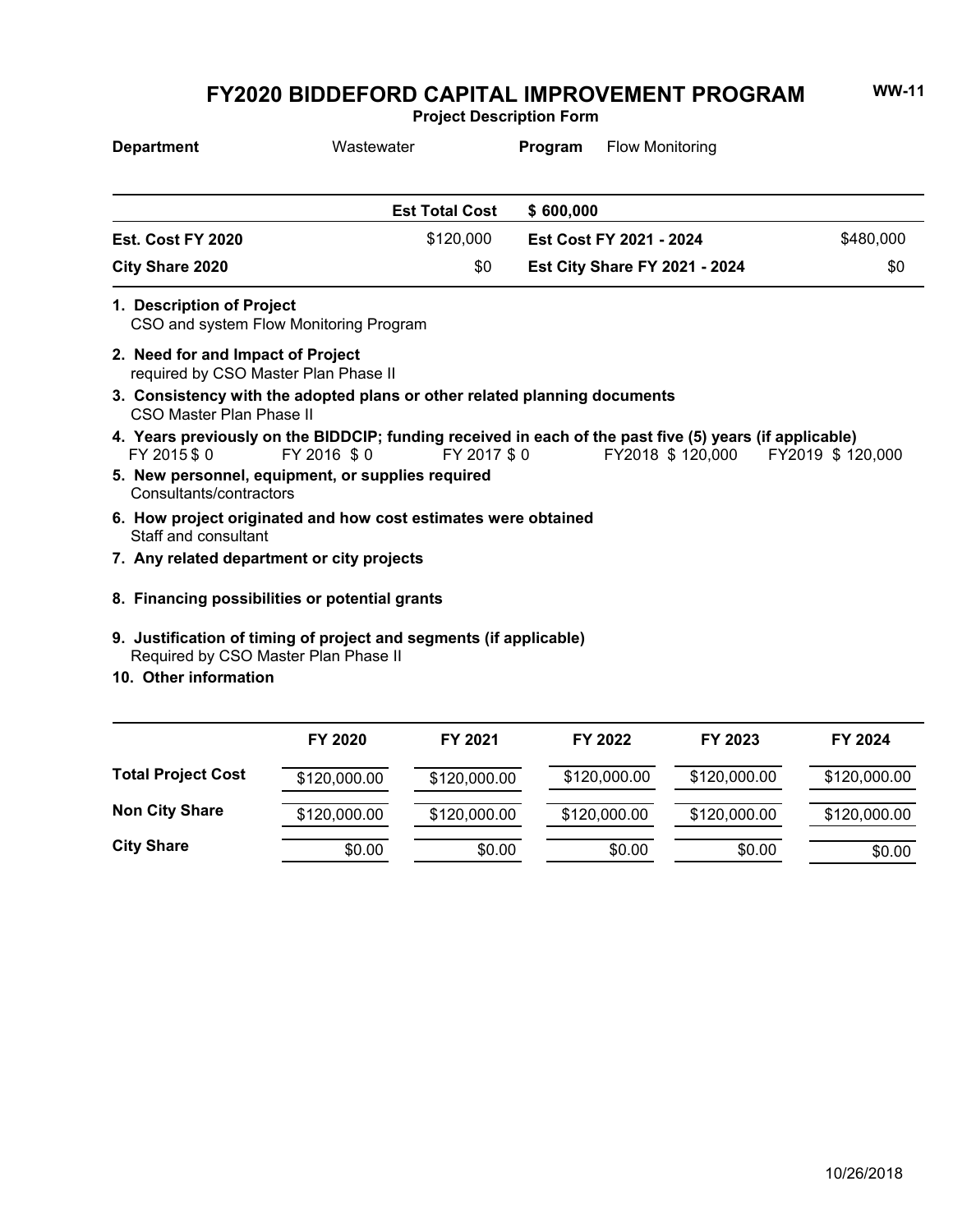# FY2020 BIDDEFORD CAPITAL IMPROVEMENT PROGRAM

**WW-11**

**Project Description Form**

**Department** Wastewater **Program** Flow Monitoring

| | | | |
|---|---|---|---|
| | **Est Total Cost** | **$ 600,000** | |
| **Est. Cost FY 2020** | $120,000 | **Est Cost FY 2021 - 2024** | $480,000 |
| **City Share 2020** | $0 | **Est City Share FY 2021 - 2024** | $0 |

**1. Description of Project**
CSO and system Flow Monitoring Program

**2. Need for and Impact of Project**
required by CSO Master Plan Phase II

**3. Consistency with the adopted plans or other related planning documents**
CSO Master Plan Phase II

**4. Years previously on the BIDDCIP; funding received in each of the past five (5) years (if applicable)**
FY 2015 $ 0 FY 2016 $ 0 FY 2017 $ 0 FY2018 $ 120,000 FY2019 $ 120,000

**5. New personnel, equipment, or supplies required**
Consultants/contractors

**6. How project originated and how cost estimates were obtained**
Staff and consultant

**7. Any related department or city projects**

**8. Financing possibilities or potential grants**

**9. Justification of timing of project and segments (if applicable)**
Required by CSO Master Plan Phase II

**10. Other information**

| | FY 2020 | FY 2021 | FY 2022 | FY 2023 | FY 2024 |
|---|---|---|---|---|---|
| **Total Project Cost** | $120,000.00 | $120,000.00 | $120,000.00 | $120,000.00 | $120,000.00 |
| **Non City Share** | $120,000.00 | $120,000.00 | $120,000.00 | $120,000.00 | $120,000.00 |
| **City Share** | $0.00 | $0.00 | $0.00 | $0.00 | $0.00 |

10/26/2018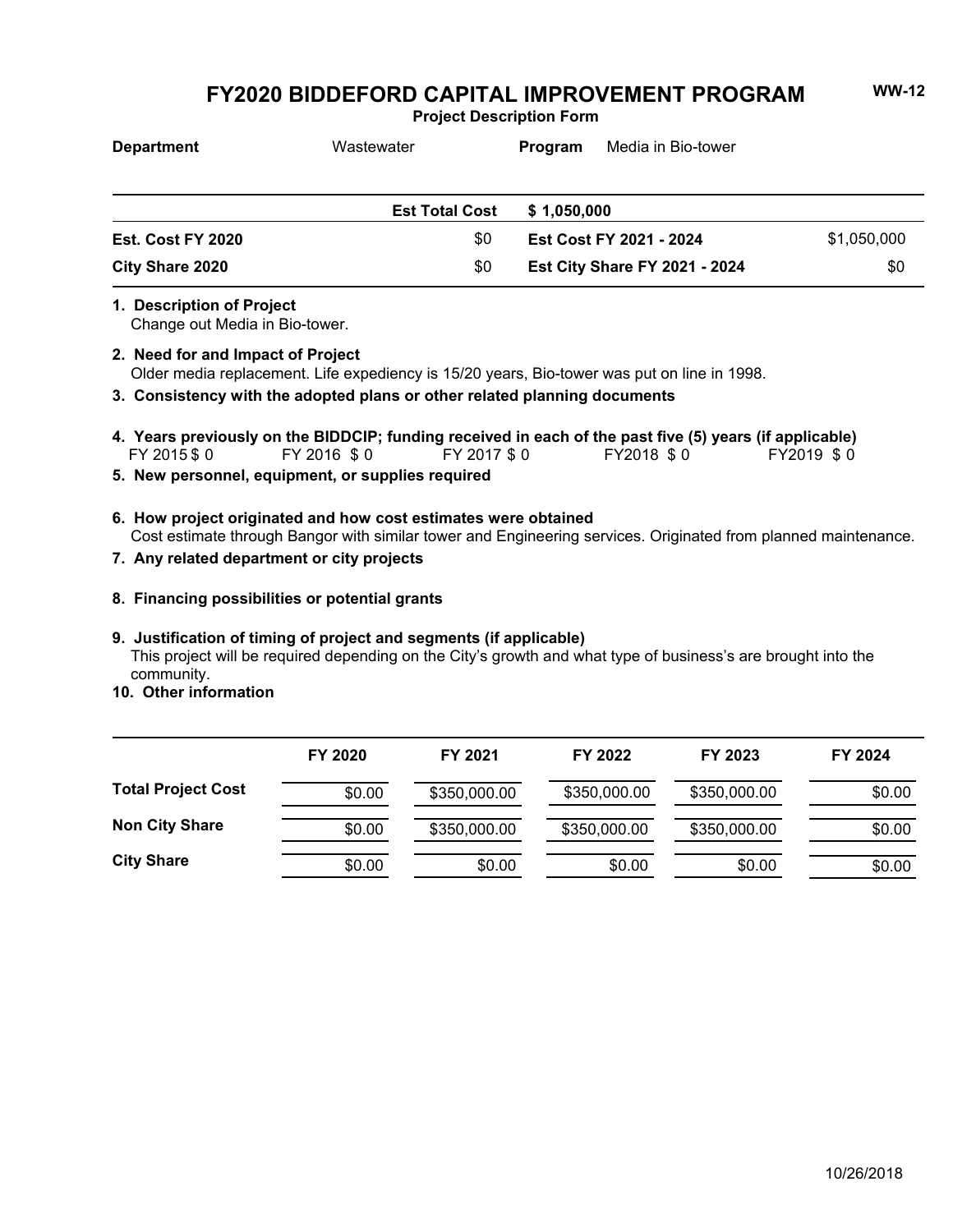# FY2020 BIDDEFORD CAPITAL IMPROVEMENT PROGRAM

**WW-12**

**Project Description Form**

| **Department** | Wastewater | **Program** | Media in Bio-tower |
|---|---|---|---|

| | **Est Total Cost** | **$ 1,050,000** | |
|---|---|---|---|
| **Est. Cost FY 2020** | $0 | **Est Cost FY 2021 - 2024** | $1,050,000 |
| **City Share 2020** | $0 | **Est City Share FY 2021 - 2024** | $0 |

**1. Description of Project**
Change out Media in Bio-tower.

**2. Need for and Impact of Project**
Older media replacement. Life expediency is 15/20 years, Bio-tower was put on line in 1998.

**3. Consistency with the adopted plans or other related planning documents**

**4. Years previously on the BIDDCIP; funding received in each of the past five (5) years (if applicable)**
FY 2015 $ 0 FY 2016 $ 0 FY 2017 $ 0 FY2018 $ 0 FY2019 $ 0

**5. New personnel, equipment, or supplies required**

**6. How project originated and how cost estimates were obtained**
Cost estimate through Bangor with similar tower and Engineering services. Originated from planned maintenance.

**7. Any related department or city projects**

**8. Financing possibilities or potential grants**

**9. Justification of timing of project and segments (if applicable)**
This project will be required depending on the City's growth and what type of business's are brought into the community.

**10. Other information**

| | FY 2020 | FY 2021 | FY 2022 | FY 2023 | FY 2024 |
|---|---|---|---|---|---|
| **Total Project Cost** | $0.00 | $350,000.00 | $350,000.00 | $350,000.00 | $0.00 |
| **Non City Share** | $0.00 | $350,000.00 | $350,000.00 | $350,000.00 | $0.00 |
| **City Share** | $0.00 | $0.00 | $0.00 | $0.00 | $0.00 |

10/26/2018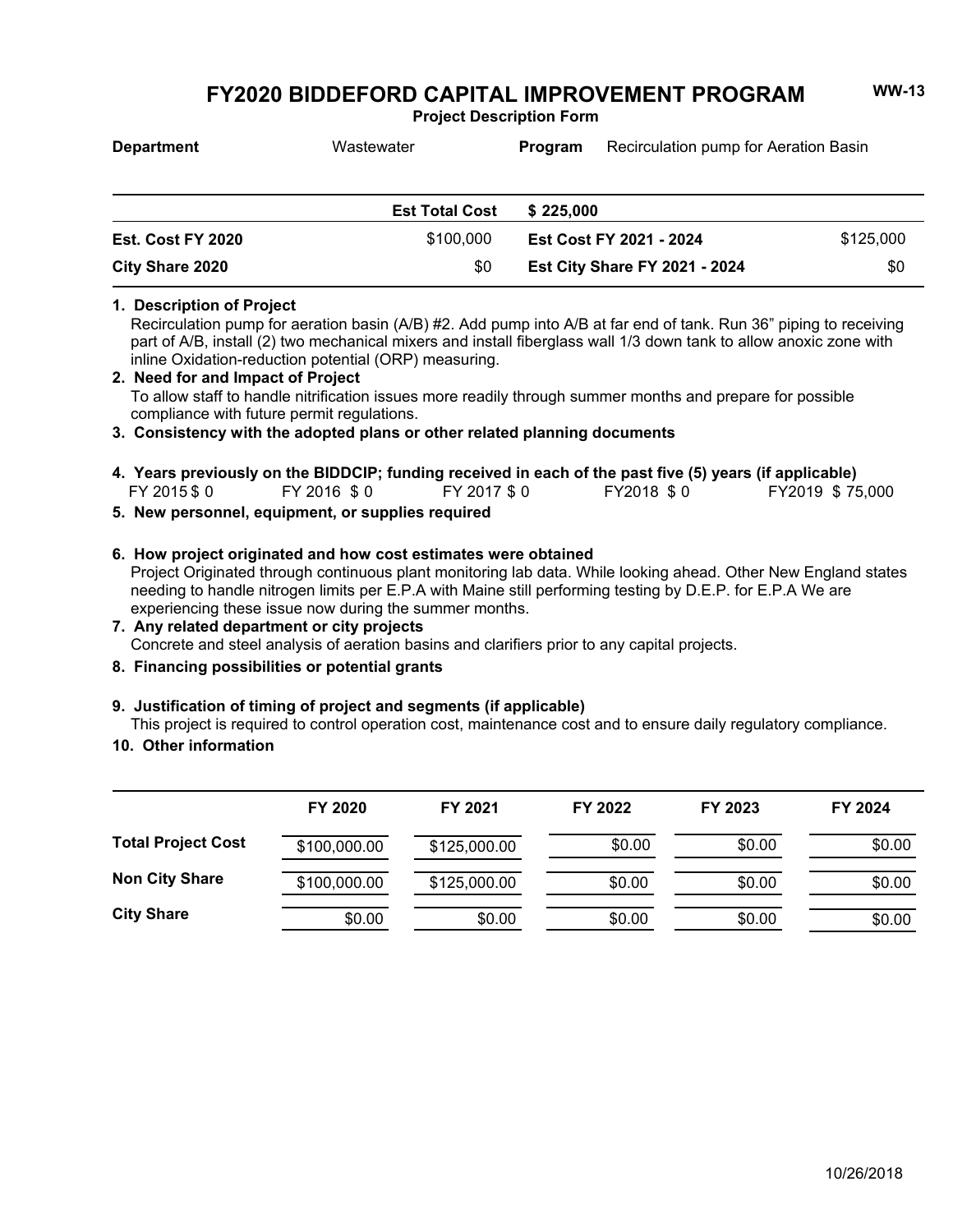# FY2020 BIDDEFORD CAPITAL IMPROVEMENT PROGRAM

**WW-13**

**Project Description Form**

| **Department** | Wastewater | **Program** | Recirculation pump for Aeration Basin |
|---|---|---|---|

| | **Est Total Cost** | **$ 225,000** | |
|---|---|---|---|
| **Est. Cost FY 2020** | $100,000 | **Est Cost FY 2021 - 2024** | $125,000 |
| **City Share 2020** | $0 | **Est City Share FY 2021 - 2024** | $0 |

**1. Description of Project**

Recirculation pump for aeration basin (A/B) #2. Add pump into A/B at far end of tank. Run 36" piping to receiving part of A/B, install (2) two mechanical mixers and install fiberglass wall 1/3 down tank to allow anoxic zone with inline Oxidation-reduction potential (ORP) measuring.

**2. Need for and Impact of Project**

To allow staff to handle nitrification issues more readily through summer months and prepare for possible compliance with future permit regulations.

**3. Consistency with the adopted plans or other related planning documents**

**4. Years previously on the BIDDCIP; funding received in each of the past five (5) years (if applicable)**

FY 2015 $ 0 FY 2016 $ 0 FY 2017 $ 0 FY2018 $ 0 FY2019 $ 75,000

**5. New personnel, equipment, or supplies required**

**6. How project originated and how cost estimates were obtained**

Project Originated through continuous plant monitoring lab data. While looking ahead. Other New England states needing to handle nitrogen limits per E.P.A with Maine still performing testing by D.E.P. for E.P.A We are experiencing these issue now during the summer months.

**7. Any related department or city projects**

Concrete and steel analysis of aeration basins and clarifiers prior to any capital projects.

**8. Financing possibilities or potential grants**

**9. Justification of timing of project and segments (if applicable)**

This project is required to control operation cost, maintenance cost and to ensure daily regulatory compliance.

**10. Other information**

| | FY 2020 | FY 2021 | FY 2022 | FY 2023 | FY 2024 |
|---|---|---|---|---|---|
| **Total Project Cost** | $100,000.00 | $125,000.00 | $0.00 | $0.00 | $0.00 |
| **Non City Share** | $100,000.00 | $125,000.00 | $0.00 | $0.00 | $0.00 |
| **City Share** | $0.00 | $0.00 | $0.00 | $0.00 | $0.00 |

10/26/2018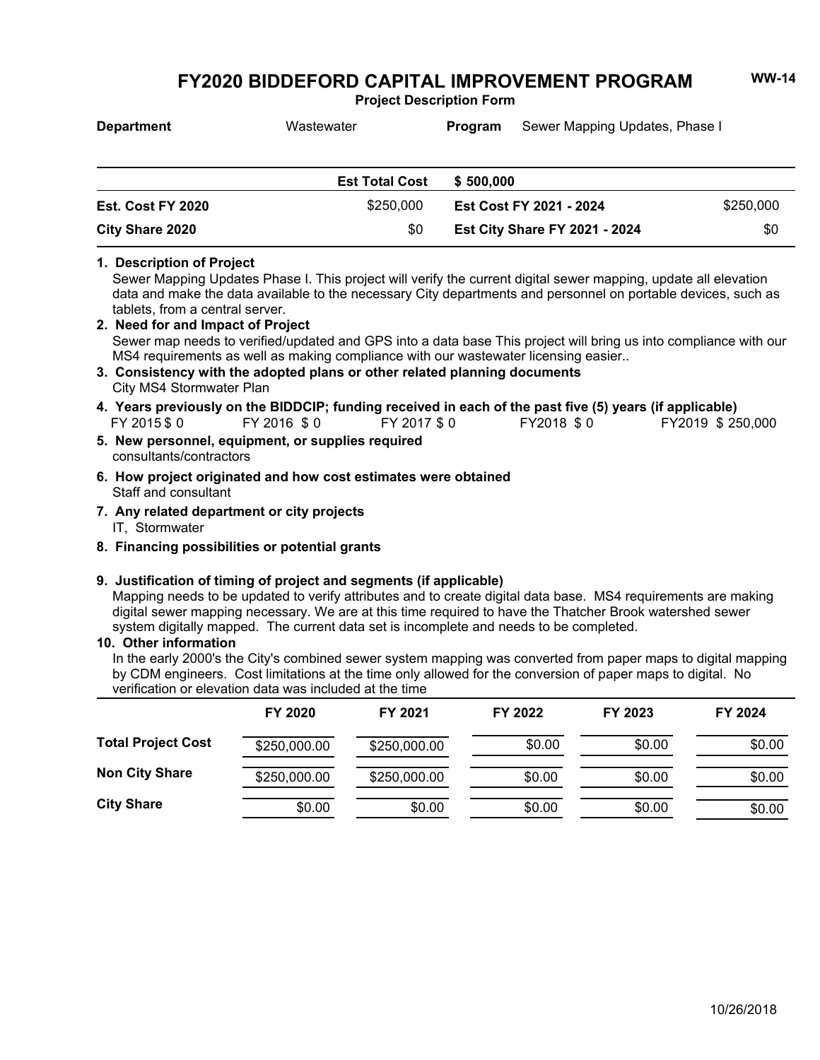# FY2020 BIDDEFORD CAPITAL IMPROVEMENT PROGRAM

**WW-14**

**Project Description Form**

| **Department** | Wastewater | **Program** | Sewer Mapping Updates, Phase I |
|---|---|---|---|
| | **Est Total Cost** | **$ 500,000** | |
| **Est. Cost FY 2020** | $250,000 | **Est Cost FY 2021 - 2024** | $250,000 |
| **City Share 2020** | $0 | **Est City Share FY 2021 - 2024** | $0 |

**1. Description of Project**

Sewer Mapping Updates Phase I. This project will verify the current digital sewer mapping, update all elevation data and make the data available to the necessary City departments and personnel on portable devices, such as tablets, from a central server.

**2. Need for and Impact of Project**

Sewer map needs to verified/updated and GPS into a data base This project will bring us into compliance with our MS4 requirements as well as making compliance with our wastewater licensing easier..

**3. Consistency with the adopted plans or other related planning documents**

City MS4 Stormwater Plan

**4. Years previously on the BIDDCIP; funding received in each of the past five (5) years (if applicable)**

FY 2015 $ 0 FY 2016 $ 0 FY 2017 $ 0 FY2018 $ 0 FY2019 $ 250,000

**5. New personnel, equipment, or supplies required**

consultants/contractors

**6. How project originated and how cost estimates were obtained**

Staff and consultant

**7. Any related department or city projects**

IT, Stormwater

**8. Financing possibilities or potential grants**

**9. Justification of timing of project and segments (if applicable)**

Mapping needs to be updated to verify attributes and to create digital data base. MS4 requirements are making digital sewer mapping necessary. We are at this time required to have the Thatcher Brook watershed sewer system digitally mapped. The current data set is incomplete and needs to be completed.

**10. Other information**

In the early 2000's the City's combined sewer system mapping was converted from paper maps to digital mapping by CDM engineers. Cost limitations at the time only allowed for the conversion of paper maps to digital. No verification or elevation data was included at the time

| | FY 2020 | FY 2021 | FY 2022 | FY 2023 | FY 2024 |
|---|---|---|---|---|---|
| **Total Project Cost** | $250,000.00 | $250,000.00 | $0.00 | $0.00 | $0.00 |
| **Non City Share** | $250,000.00 | $250,000.00 | $0.00 | $0.00 | $0.00 |
| **City Share** | $0.00 | $0.00 | $0.00 | $0.00 | $0.00 |

10/26/2018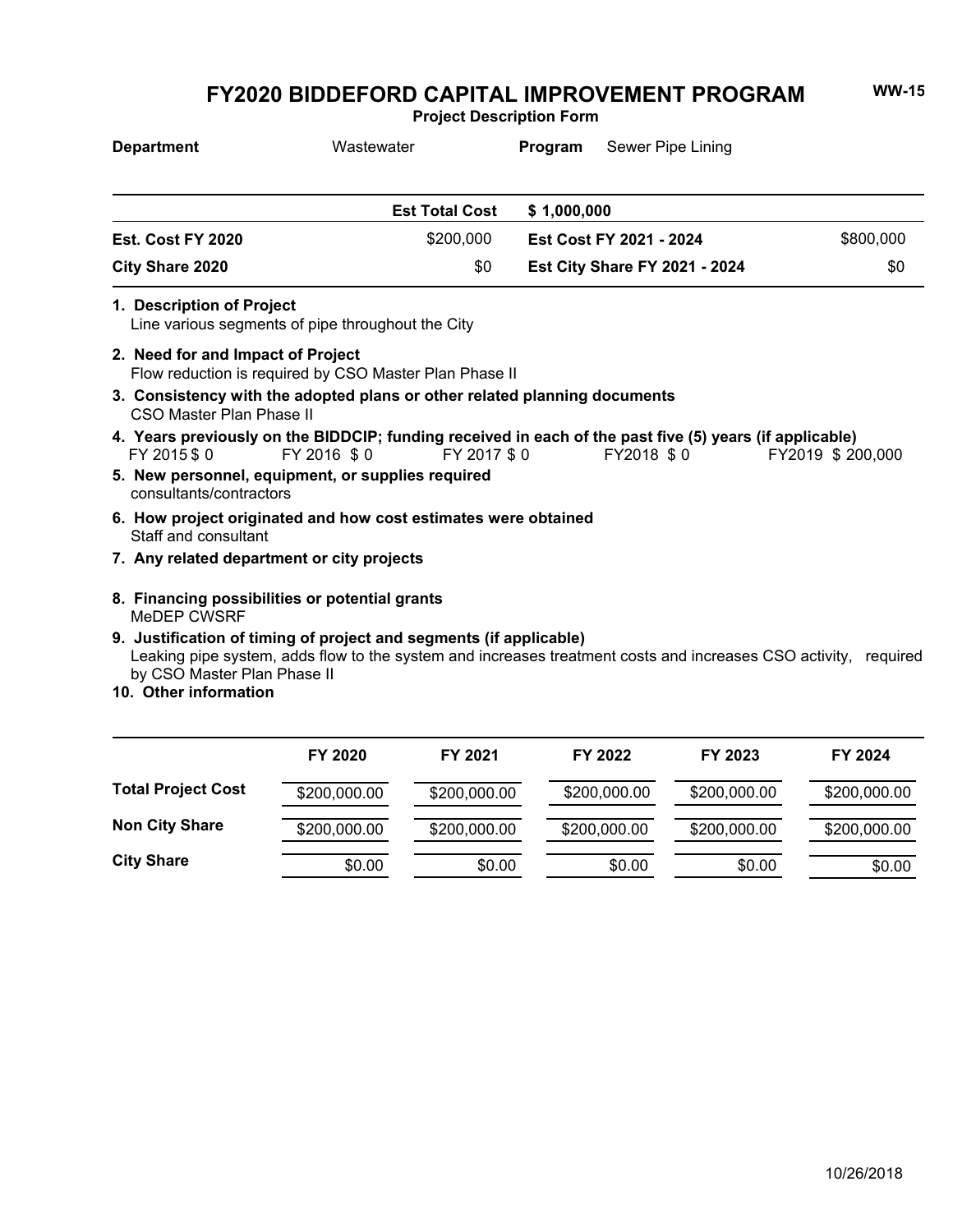# FY2020 BIDDEFORD CAPITAL IMPROVEMENT PROGRAM

**WW-15**

**Project Description Form**

**Department** Wastewater **Program** Sewer Pipe Lining

| | **Est Total Cost** | **$ 1,000,000** | |
|---|---|---|---|
| **Est. Cost FY 2020** | $200,000 | **Est Cost FY 2021 - 2024** | $800,000 |
| **City Share 2020** | $0 | **Est City Share FY 2021 - 2024** | $0 |

**1. Description of Project**
Line various segments of pipe throughout the City

**2. Need for and Impact of Project**
Flow reduction is required by CSO Master Plan Phase II

**3. Consistency with the adopted plans or other related planning documents**
CSO Master Plan Phase II

**4. Years previously on the BIDDCIP; funding received in each of the past five (5) years (if applicable)**
FY 2015 $ 0 FY 2016 $ 0 FY 2017 $ 0 FY2018 $ 0 FY2019 $ 200,000

**5. New personnel, equipment, or supplies required**
consultants/contractors

**6. How project originated and how cost estimates were obtained**
Staff and consultant

**7. Any related department or city projects**

**8. Financing possibilities or potential grants**
MeDEP CWSRF

**9. Justification of timing of project and segments (if applicable)**
Leaking pipe system, adds flow to the system and increases treatment costs and increases CSO activity, required by CSO Master Plan Phase II

**10. Other information**

| | FY 2020 | FY 2021 | FY 2022 | FY 2023 | FY 2024 |
|---|---|---|---|---|---|
| **Total Project Cost** | $200,000.00 | $200,000.00 | $200,000.00 | $200,000.00 | $200,000.00 |
| **Non City Share** | $200,000.00 | $200,000.00 | $200,000.00 | $200,000.00 | $200,000.00 |
| **City Share** | $0.00 | $0.00 | $0.00 | $0.00 | $0.00 |

10/26/2018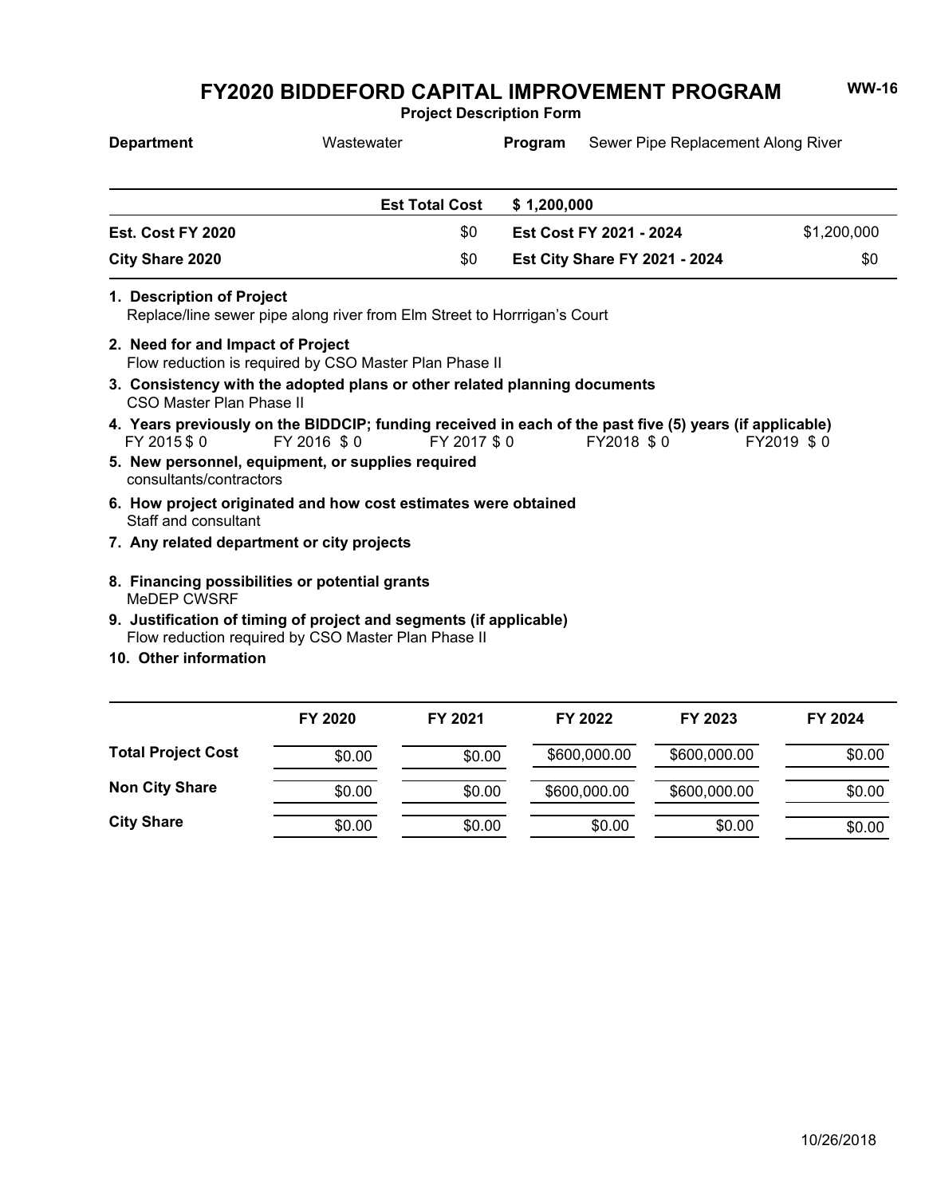# FY2020 BIDDEFORD CAPITAL IMPROVEMENT PROGRAM

**WW-16**

**Project Description Form**

| **Department** | Wastewater | **Program** | Sewer Pipe Replacement Along River |
|---|---|---|---|

| | | | |
|---|---|---|---|
| | **Est Total Cost** | **$ 1,200,000** | |
| **Est. Cost FY 2020** | $0 | **Est Cost FY 2021 - 2024** | $1,200,000 |
| **City Share 2020** | $0 | **Est City Share FY 2021 - 2024** | $0 |

**1. Description of Project**
Replace/line sewer pipe along river from Elm Street to Horrrigan's Court

**2. Need for and Impact of Project**
Flow reduction is required by CSO Master Plan Phase II

**3. Consistency with the adopted plans or other related planning documents**
CSO Master Plan Phase II

**4. Years previously on the BIDDCIP; funding received in each of the past five (5) years (if applicable)**
FY 2015 $ 0 FY 2016 $ 0 FY 2017 $ 0 FY2018 $ 0 FY2019 $ 0

**5. New personnel, equipment, or supplies required**
consultants/contractors

**6. How project originated and how cost estimates were obtained**
Staff and consultant

**7. Any related department or city projects**

**8. Financing possibilities or potential grants**
MeDEP CWSRF

**9. Justification of timing of project and segments (if applicable)**
Flow reduction required by CSO Master Plan Phase II

**10. Other information**

| | FY 2020 | FY 2021 | FY 2022 | FY 2023 | FY 2024 |
|---|---|---|---|---|---|
| **Total Project Cost** | $0.00 | $0.00 | $600,000.00 | $600,000.00 | $0.00 |
| **Non City Share** | $0.00 | $0.00 | $600,000.00 | $600,000.00 | $0.00 |
| **City Share** | $0.00 | $0.00 | $0.00 | $0.00 | $0.00 |

10/26/2018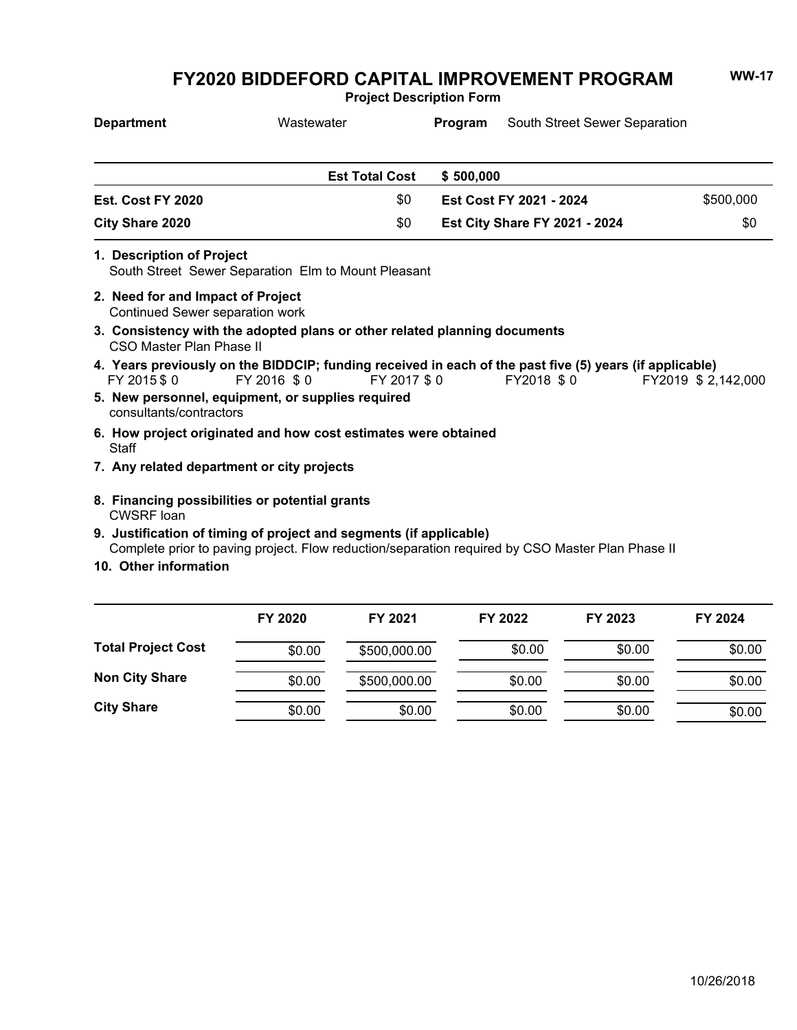# FY2020 BIDDEFORD CAPITAL IMPROVEMENT PROGRAM

**Project Description Form**

**WW-17**

**Department** Wastewater **Program** South Street Sewer Separation

| | **Est Total Cost** | **$ 500,000** | |
|---|---|---|---|
| **Est. Cost FY 2020** | $0 | **Est Cost FY 2021 - 2024** | $500,000 |
| **City Share 2020** | $0 | **Est City Share FY 2021 - 2024** | $0 |

**1. Description of Project**
South Street Sewer Separation Elm to Mount Pleasant

**2. Need for and Impact of Project**
Continued Sewer separation work

**3. Consistency with the adopted plans or other related planning documents**
CSO Master Plan Phase II

**4. Years previously on the BIDDCIP; funding received in each of the past five (5) years (if applicable)**
FY 2015 $ 0 FY 2016 $ 0 FY 2017 $ 0 FY2018 $ 0 FY2019 $ 2,142,000

**5. New personnel, equipment, or supplies required**
consultants/contractors

**6. How project originated and how cost estimates were obtained**
Staff

**7. Any related department or city projects**

**8. Financing possibilities or potential grants**
CWSRF loan

**9. Justification of timing of project and segments (if applicable)**
Complete prior to paving project. Flow reduction/separation required by CSO Master Plan Phase II

**10. Other information**

| | FY 2020 | FY 2021 | FY 2022 | FY 2023 | FY 2024 |
|---|---|---|---|---|---|
| **Total Project Cost** | $0.00 | $500,000.00 | $0.00 | $0.00 | $0.00 |
| **Non City Share** | $0.00 | $500,000.00 | $0.00 | $0.00 | $0.00 |
| **City Share** | $0.00 | $0.00 | $0.00 | $0.00 | $0.00 |

10/26/2018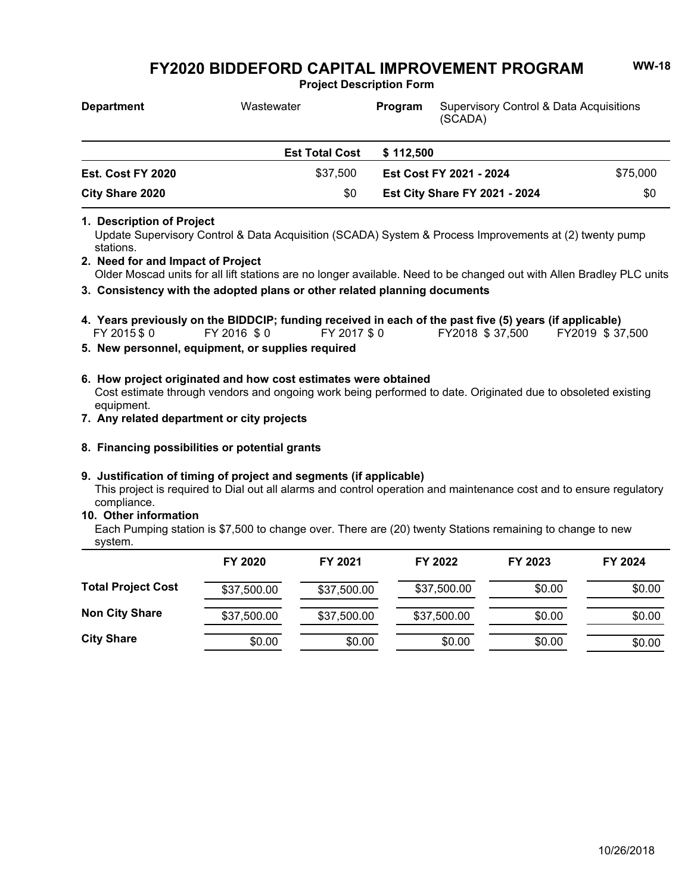# FY2020 BIDDEFORD CAPITAL IMPROVEMENT PROGRAM

WW-18

**Project Description Form**

| | | | |
|---|---|---|---|
| **Department** | Wastewater | **Program** | Supervisory Control & Data Acquisitions (SCADA) |
| | **Est Total Cost** | **$ 112,500** | |
| **Est. Cost FY 2020** | $37,500 | **Est Cost FY 2021 - 2024** | $75,000 |
| **City Share 2020** | $0 | **Est City Share FY 2021 - 2024** | $0 |

**1. Description of Project**

Update Supervisory Control & Data Acquisition (SCADA) System & Process Improvements at (2) twenty pump stations.

**2. Need for and Impact of Project**

Older Moscad units for all lift stations are no longer available. Need to be changed out with Allen Bradley PLC units

**3. Consistency with the adopted plans or other related planning documents**

**4. Years previously on the BIDDCIP; funding received in each of the past five (5) years (if applicable)**

FY 2015 $ 0 FY 2016 $ 0 FY 2017 $ 0 FY2018 $ 37,500 FY2019 $ 37,500

**5. New personnel, equipment, or supplies required**

**6. How project originated and how cost estimates were obtained**

Cost estimate through vendors and ongoing work being performed to date. Originated due to obsoleted existing equipment.

**7. Any related department or city projects**

**8. Financing possibilities or potential grants**

**9. Justification of timing of project and segments (if applicable)**

This project is required to Dial out all alarms and control operation and maintenance cost and to ensure regulatory compliance.

**10. Other information**

Each Pumping station is $7,500 to change over. There are (20) twenty Stations remaining to change to new system.

| | FY 2020 | FY 2021 | FY 2022 | FY 2023 | FY 2024 |
|---|---|---|---|---|---|
| **Total Project Cost** | $37,500.00 | $37,500.00 | $37,500.00 | $0.00 | $0.00 |
| **Non City Share** | $37,500.00 | $37,500.00 | $37,500.00 | $0.00 | $0.00 |
| **City Share** | $0.00 | $0.00 | $0.00 | $0.00 | $0.00 |

10/26/2018